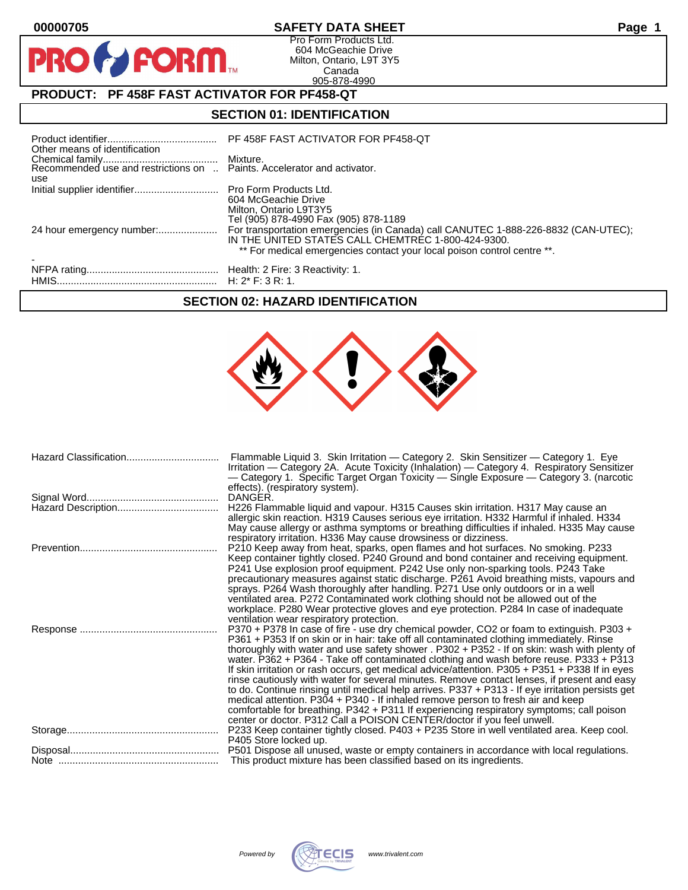00000705

# SAFETY DATA SHEET

Pro Form Products Ltd.
604 McGeachie Drive
Milton, Ontario, L9T 3Y5
Canada
905-878-4990

## PRODUCT: PF 458F FAST ACTIVATOR FOR PF458-QT

## SECTION 01: IDENTIFICATION

| | |
|---|---|
| Product identifier | PF 458F FAST ACTIVATOR FOR PF458-QT |
| Other means of identification | |
| Chemical family | Mixture. |
| Recommended use and restrictions on use | Paints. Accelerator and activator. |
| Initial supplier identifier | Pro Form Products Ltd.<br>604 McGeachie Drive<br>Milton, Ontario L9T3Y5<br>Tel (905) 878-4990 Fax (905) 878-1189 |
| 24 hour emergency number: | For transportation emergencies (in Canada) call CANUTEC 1-888-226-8832 (CAN-UTEC); IN THE UNITED STATES CALL CHEMTREC 1-800-424-9300.<br>** For medical emergencies contact your local poison control centre **. |
| - | |
| NFPA rating | Health: 2 Fire: 3 Reactivity: 1. |
| HMIS | H: 2* F: 3 R: 1. |

## SECTION 02: HAZARD IDENTIFICATION

| | |
|---|---|
| Hazard Classification | Flammable Liquid 3. Skin Irritation — Category 2. Skin Sensitizer — Category 1. Eye Irritation — Category 2A. Acute Toxicity (Inhalation) — Category 4. Respiratory Sensitizer — Category 1. Specific Target Organ Toxicity — Single Exposure — Category 3. (narcotic effects). (respiratory system). |
| Signal Word | DANGER. |
| Hazard Description | H226 Flammable liquid and vapour. H315 Causes skin irritation. H317 May cause an allergic skin reaction. H319 Causes serious eye irritation. H332 Harmful if inhaled. H334 May cause allergy or asthma symptoms or breathing difficulties if inhaled. H335 May cause respiratory irritation. H336 May cause drowsiness or dizziness. |
| Prevention | P210 Keep away from heat, sparks, open flames and hot surfaces. No smoking. P233 Keep container tightly closed. P240 Ground and bond container and receiving equipment. P241 Use explosion proof equipment. P242 Use only non-sparking tools. P243 Take precautionary measures against static discharge. P261 Avoid breathing mists, vapours and sprays. P264 Wash thoroughly after handling. P271 Use only outdoors or in a well ventilated area. P272 Contaminated work clothing should not be allowed out of the workplace. P280 Wear protective gloves and eye protection. P284 In case of inadequate ventilation wear respiratory protection. |
| Response | P370 + P378 In case of fire - use dry chemical powder, CO2 or foam to extinguish. P303 + P361 + P353 If on skin or in hair: take off all contaminated clothing immediately. Rinse thoroughly with water and use safety shower . P302 + P352 - If on skin: wash with plenty of water. P362 + P364 - Take off contaminated clothing and wash before reuse. P333 + P313 If skin irritation or rash occurs, get medical advice/attention. P305 + P351 + P338 If in eyes rinse cautiously with water for several minutes. Remove contact lenses, if present and easy to do. Continue rinsing until medical help arrives. P337 + P313 - If eye irritation persists get medical attention. P304 + P340 - If inhaled remove person to fresh air and keep comfortable for breathing. P342 + P311 If experiencing respiratory symptoms; call poison center or doctor. P312 Call a POISON CENTER/doctor if you feel unwell. |
| Storage | P233 Keep container tightly closed. P403 + P235 Store in well ventilated area. Keep cool. P405 Store locked up. |
| Disposal | P501 Dispose all unused, waste or empty containers in accordance with local regulations. |
| Note | This product mixture has been classified based on its ingredients. |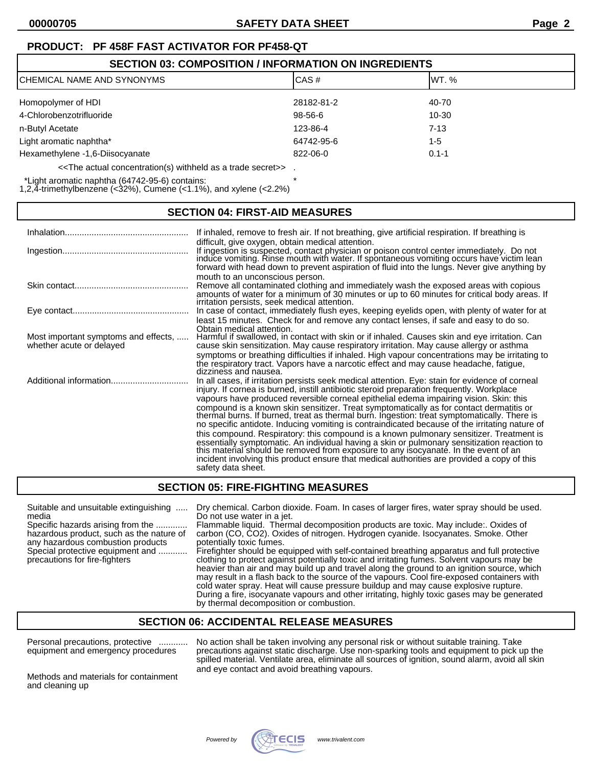**PRODUCT: PF 458F FAST ACTIVATOR FOR PF458-QT**

## SECTION 03: COMPOSITION / INFORMATION ON INGREDIENTS

| CHEMICAL NAME AND SYNONYMS | CAS # | WT. % |
|---|---|---|
| Homopolymer of HDI | 28182-81-2 | 40-70 |
| 4-Chlorobenzotrifluoride | 98-56-6 | 10-30 |
| n-Butyl Acetate | 123-86-4 | 7-13 |
| Light aromatic naphtha* | 64742-95-6 | 1-5 |
| Hexamethylene -1,6-Diisocyanate | 822-06-0 | 0.1-1 |
| <<The actual concentration(s) withheld as a trade secret>> | . | |
| *Light aromatic naphtha (64742-95-6) contains: 1,2,4-trimethylbenzene (<32%), Cumene (<1.1%), and xylene (<2.2%) | * | |

## SECTION 04: FIRST-AID MEASURES

**Inhalation**: If inhaled, remove to fresh air. If not breathing, give artificial respiration. If breathing is difficult, give oxygen, obtain medical attention.

**Ingestion**: If ingestion is suspected, contact physician or poison control center immediately. Do not induce vomiting. Rinse mouth with water. If spontaneous vomiting occurs have victim lean forward with head down to prevent aspiration of fluid into the lungs. Never give anything by mouth to an unconscious person.

**Skin contact**: Remove all contaminated clothing and immediately wash the exposed areas with copious amounts of water for a minimum of 30 minutes or up to 60 minutes for critical body areas. If irritation persists, seek medical attention.

**Eye contact**: In case of contact, immediately flush eyes, keeping eyelids open, with plenty of water for at least 15 minutes. Check for and remove any contact lenses, if safe and easy to do so. Obtain medical attention.

**Most important symptoms and effects, whether acute or delayed**: Harmful if swallowed, in contact with skin or if inhaled. Causes skin and eye irritation. Can cause skin sensitization. May cause respiratory irritation. May cause allergy or asthma symptoms or breathing difficulties if inhaled. High vapour concentrations may be irritating to the respiratory tract. Vapors have a narcotic effect and may cause headache, fatigue, dizziness and nausea.

**Additional information**: In all cases, if irritation persists seek medical attention. Eye: stain for evidence of corneal injury. If cornea is burned, instill antibiotic steroid preparation frequently. Workplace vapours have produced reversible corneal epithelial edema impairing vision. Skin: this compound is a known skin sensitizer. Treat symptomatically as for contact dermatitis or thermal burns. If burned, treat as thermal burn. Ingestion: treat symptomatically. There is no specific antidote. Inducing vomiting is contraindicated because of the irritating nature of this compound. Respiratory: this compound is a known pulmonary sensitizer. Treatment is essentially symptomatic. An individual having a skin or pulmonary sensitization reaction to this material should be removed from exposure to any isocyanate. In the event of an incident involving this product ensure that medical authorities are provided a copy of this safety data sheet.

## SECTION 05: FIRE-FIGHTING MEASURES

**Suitable and unsuitable extinguishing media**: Dry chemical. Carbon dioxide. Foam. In cases of larger fires, water spray should be used. Do not use water in a jet.

**Specific hazards arising from the hazardous product, such as the nature of any hazardous combustion products**: Flammable liquid. Thermal decomposition products are toxic. May include:. Oxides of carbon (CO, CO2). Oxides of nitrogen. Hydrogen cyanide. Isocyanates. Smoke. Other potentially toxic fumes.

**Special protective equipment and precautions for fire-fighters**: Firefighter should be equipped with self-contained breathing apparatus and full protective clothing to protect against potentially toxic and irritating fumes. Solvent vapours may be heavier than air and may build up and travel along the ground to an ignition source, which may result in a flash back to the source of the vapours. Cool fire-exposed containers with cold water spray. Heat will cause pressure buildup and may cause explosive rupture. During a fire, isocyanate vapours and other irritating, highly toxic gases may be generated by thermal decomposition or combustion.

## SECTION 06: ACCIDENTAL RELEASE MEASURES

**Personal precautions, protective equipment and emergency procedures**: No action shall be taken involving any personal risk or without suitable training. Take precautions against static discharge. Use non-sparking tools and equipment to pick up the spilled material. Ventilate area, eliminate all sources of ignition, sound alarm, avoid all skin and eye contact and avoid breathing vapours.

**Methods and materials for containment and cleaning up**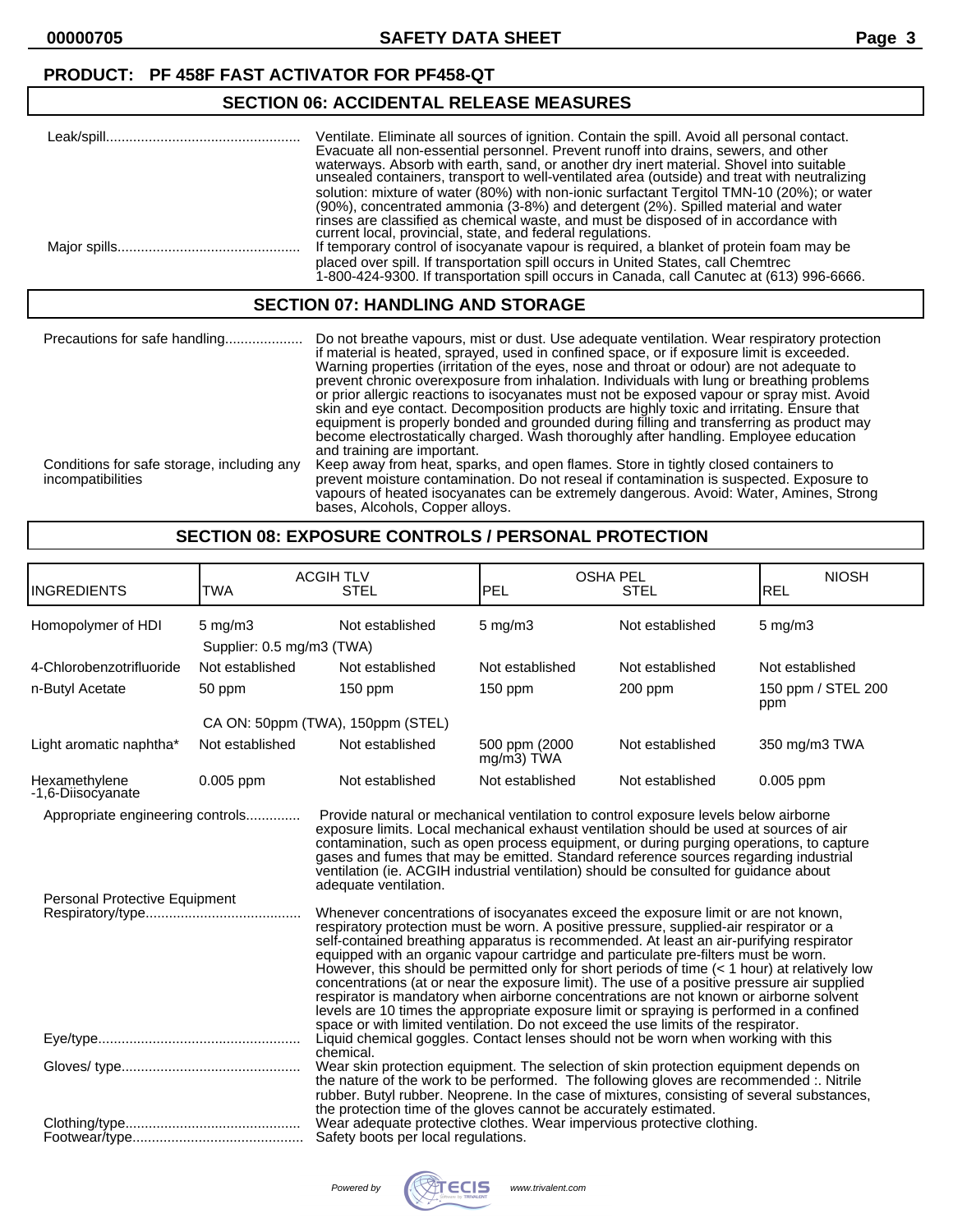**PRODUCT: PF 458F FAST ACTIVATOR FOR PF458-QT**

## SECTION 06: ACCIDENTAL RELEASE MEASURES

Leak/spill.................................................. Ventilate. Eliminate all sources of ignition. Contain the spill. Avoid all personal contact. Evacuate all non-essential personnel. Prevent runoff into drains, sewers, and other waterways. Absorb with earth, sand, or another dry inert material. Shovel into suitable unsealed containers, transport to well-ventilated area (outside) and treat with neutralizing solution: mixture of water (80%) with non-ionic surfactant Tergitol TMN-10 (20%); or water (90%), concentrated ammonia (3-8%) and detergent (2%). Spilled material and water rinses are classified as chemical waste, and must be disposed of in accordance with current local, provincial, state, and federal regulations.

Major spills............................................... If temporary control of isocyanate vapour is required, a blanket of protein foam may be placed over spill. If transportation spill occurs in United States, call Chemtrec 1-800-424-9300. If transportation spill occurs in Canada, call Canutec at (613) 996-6666.

## SECTION 07: HANDLING AND STORAGE

Precautions for safe handling.................... Do not breathe vapours, mist or dust. Use adequate ventilation. Wear respiratory protection if material is heated, sprayed, used in confined space, or if exposure limit is exceeded. Warning properties (irritation of the eyes, nose and throat or odour) are not adequate to prevent chronic overexposure from inhalation. Individuals with lung or breathing problems or prior allergic reactions to isocyanates must not be exposed vapour or spray mist. Avoid skin and eye contact. Decomposition products are highly toxic and irritating. Ensure that equipment is properly bonded and grounded during filling and transferring as product may become electrostatically charged. Wash thoroughly after handling. Employee education and training are important.

Conditions for safe storage, including any incompatibilities: Keep away from heat, sparks, and open flames. Store in tightly closed containers to prevent moisture contamination. Do not reseal if contamination is suspected. Exposure to vapours of heated isocyanates can be extremely dangerous. Avoid: Water, Amines, Strong bases, Alcohols, Copper alloys.

## SECTION 08: EXPOSURE CONTROLS / PERSONAL PROTECTION

| INGREDIENTS | ACGIH TLV TWA | ACGIH TLV STEL | OSHA PEL PEL | OSHA PEL STEL | NIOSH REL |
|---|---|---|---|---|---|
| Homopolymer of HDI | 5 mg/m3 | Not established | 5 mg/m3 | Not established | 5 mg/m3 |
| | Supplier: 0.5 mg/m3 (TWA) | | | | |
| 4-Chlorobenzotrifluoride | Not established | Not established | Not established | Not established | Not established |
| n-Butyl Acetate | 50 ppm | 150 ppm | 150 ppm | 200 ppm | 150 ppm / STEL 200 ppm |
| | CA ON: 50ppm (TWA), 150ppm (STEL) | | | | |
| Light aromatic naphtha* | Not established | Not established | 500 ppm (2000 mg/m3) TWA | Not established | 350 mg/m3 TWA |
| Hexamethylene -1,6-Diisocyanate | 0.005 ppm | Not established | Not established | Not established | 0.005 ppm |

Appropriate engineering controls.............. Provide natural or mechanical ventilation to control exposure levels below airborne exposure limits. Local mechanical exhaust ventilation should be used at sources of air contamination, such as open process equipment, or during purging operations, to capture gases and fumes that may be emitted. Standard reference sources regarding industrial ventilation (ie. ACGIH industrial ventilation) should be consulted for guidance about adequate ventilation.

Personal Protective Equipment

Respiratory/type........................................ Whenever concentrations of isocyanates exceed the exposure limit or are not known, respiratory protection must be worn. A positive pressure, supplied-air respirator or a self-contained breathing apparatus is recommended. At least an air-purifying respirator equipped with an organic vapour cartridge and particulate pre-filters must be worn. However, this should be permitted only for short periods of time (< 1 hour) at relatively low concentrations (at or near the exposure limit). The use of a positive pressure air supplied respirator is mandatory when airborne concentrations are not known or airborne solvent levels are 10 times the appropriate exposure limit or spraying is performed in a confined space or with limited ventilation. Do not exceed the use limits of the respirator.

Eye/type.................................................... Liquid chemical goggles. Contact lenses should not be worn when working with this chemical.

Gloves/ type.............................................. Wear skin protection equipment. The selection of skin protection equipment depends on the nature of the work to be performed. The following gloves are recommended :. Nitrile rubber. Butyl rubber. Neoprene. In the case of mixtures, consisting of several substances, the protection time of the gloves cannot be accurately estimated.

Clothing/type............................................. Wear adequate protective clothes. Wear impervious protective clothing.

Footwear/type............................................ Safety boots per local regulations.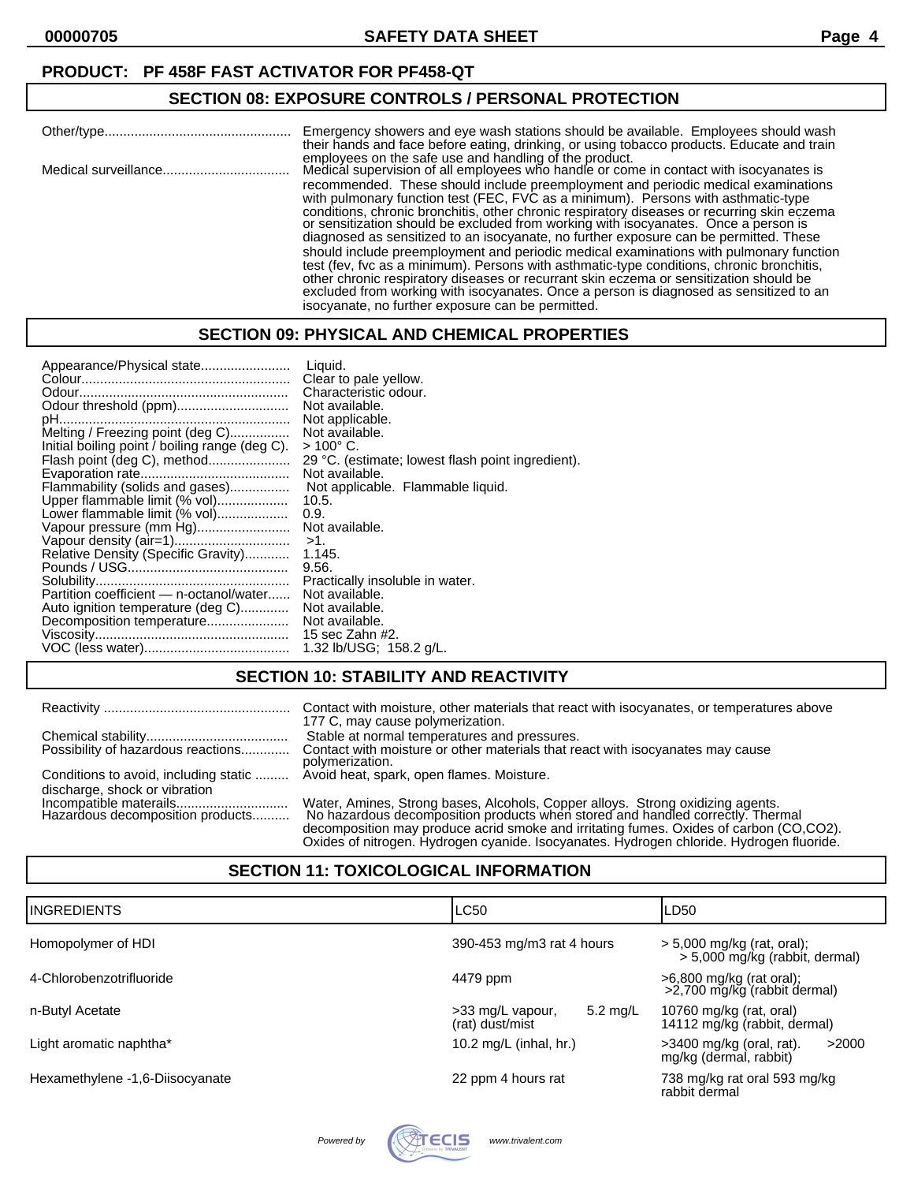**PRODUCT: PF 458F FAST ACTIVATOR FOR PF458-QT**

## SECTION 08: EXPOSURE CONTROLS / PERSONAL PROTECTION

| | |
|---|---|
| Other/type | Emergency showers and eye wash stations should be available. Employees should wash their hands and face before eating, drinking, or using tobacco products. Educate and train employees on the safe use and handling of the product. |
| Medical surveillance | Medical supervision of all employees who handle or come in contact with isocyanates is recommended. These should include preemployment and periodic medical examinations with pulmonary function test (FEC, FVC as a minimum). Persons with asthmatic-type conditions, chronic bronchitis, other chronic respiratory diseases or recurring skin eczema or sensitization should be excluded from working with isocyanates. Once a person is diagnosed as sensitized to an isocyanate, no further exposure can be permitted. These should include preemployment and periodic medical examinations with pulmonary function test (fev, fvc as a minimum). Persons with asthmatic-type conditions, chronic bronchitis, other chronic respiratory diseases or recurrant skin eczema or sensitization should be excluded from working with isocyanates. Once a person is diagnosed as sensitized to an isocyanate, no further exposure can be permitted. |

## SECTION 09: PHYSICAL AND CHEMICAL PROPERTIES

| | |
|---|---|
| Appearance/Physical state | Liquid. |
| Colour | Clear to pale yellow. |
| Odour | Characteristic odour. |
| Odour threshold (ppm) | Not available. |
| pH | Not applicable. |
| Melting / Freezing point (deg C) | Not available. |
| Initial boiling point / boiling range (deg C). | > 100° C. |
| Flash point (deg C), method | 29 °C. (estimate; lowest flash point ingredient). |
| Evaporation rate | Not available. |
| Flammability (solids and gases) | Not applicable. Flammable liquid. |
| Upper flammable limit (% vol) | 10.5. |
| Lower flammable limit (% vol) | 0.9. |
| Vapour pressure (mm Hg) | Not available. |
| Vapour density (air=1) | >1. |
| Relative Density (Specific Gravity) | 1.145. |
| Pounds / USG | 9.56. |
| Solubility | Practically insoluble in water. |
| Partition coefficient — n-octanol/water | Not available. |
| Auto ignition temperature (deg C) | Not available. |
| Decomposition temperature | Not available. |
| Viscosity | 15 sec Zahn #2. |
| VOC (less water) | 1.32 lb/USG; 158.2 g/L. |

## SECTION 10: STABILITY AND REACTIVITY

| | |
|---|---|
| Reactivity | Contact with moisture, other materials that react with isocyanates, or temperatures above 177 C, may cause polymerization. |
| Chemical stability | Stable at normal temperatures and pressures. |
| Possibility of hazardous reactions | Contact with moisture or other materials that react with isocyanates may cause polymerization. |
| Conditions to avoid, including static discharge, shock or vibration | Avoid heat, spark, open flames. Moisture. |
| Incompatible materials | Water, Amines, Strong bases, Alcohols, Copper alloys. Strong oxidizing agents. |
| Hazardous decomposition products | No hazardous decomposition products when stored and handled correctly. Thermal decomposition may produce acrid smoke and irritating fumes. Oxides of carbon ($CO$,$CO_2$). Oxides of nitrogen. Hydrogen cyanide. Isocyanates. Hydrogen chloride. Hydrogen fluoride. |

## SECTION 11: TOXICOLOGICAL INFORMATION

| INGREDIENTS | LC50 | LD50 |
|---|---|---|
| Homopolymer of HDI | 390-453 mg/m3 rat 4 hours | > 5,000 mg/kg (rat, oral); > 5,000 mg/kg (rabbit, dermal) |
| 4-Chlorobenzotrifluoride | 4479 ppm | >6,800 mg/kg (rat oral); >2,700 mg/kg (rabbit dermal) |
| n-Butyl Acetate | >33 mg/L vapour, 5.2 mg/L (rat) dust/mist | 10760 mg/kg (rat, oral) 14112 mg/kg (rabbit, dermal) |
| Light aromatic naphtha* | 10.2 mg/L (inhal, hr.) | >3400 mg/kg (oral, rat). >2000 mg/kg (dermal, rabbit) |
| Hexamethylene -1,6-Diisocyanate | 22 ppm 4 hours rat | 738 mg/kg rat oral 593 mg/kg rabbit dermal |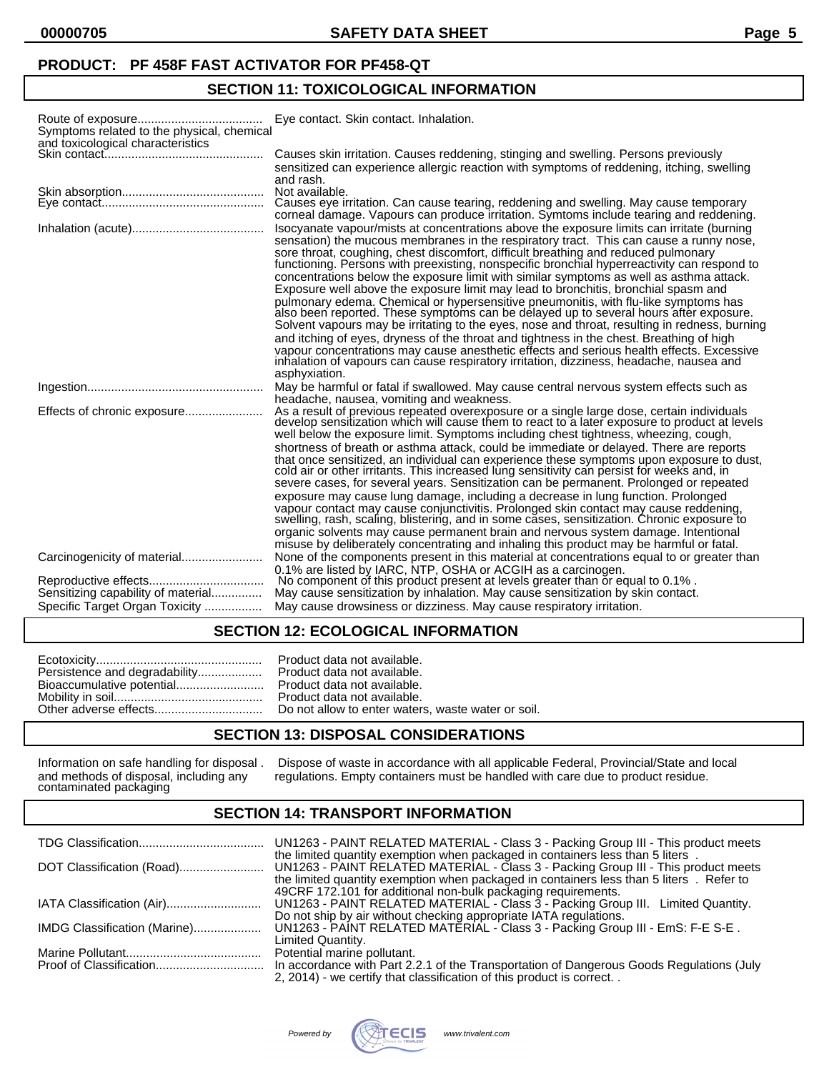**PRODUCT: PF 458F FAST ACTIVATOR FOR PF458-QT**

## SECTION 11: TOXICOLOGICAL INFORMATION

| | |
|---|---|
| Route of exposure | Eye contact. Skin contact. Inhalation. |
| Symptoms related to the physical, chemical and toxicological characteristics | |
| Skin contact | Causes skin irritation. Causes reddening, stinging and swelling. Persons previously sensitized can experience allergic reaction with symptoms of reddening, itching, swelling and rash. |
| Skin absorption | Not available. |
| Eye contact | Causes eye irritation. Can cause tearing, reddening and swelling. May cause temporary corneal damage. Vapours can produce irritation. Symtoms include tearing and reddening. |
| Inhalation (acute) | Isocyanate vapour/mists at concentrations above the exposure limits can irritate (burning sensation) the mucous membranes in the respiratory tract. This can cause a runny nose, sore throat, coughing, chest discomfort, difficult breathing and reduced pulmonary functioning. Persons with preexisting, nonspecific bronchial hyperreactivity can respond to concentrations below the exposure limit with similar symptoms as well as asthma attack. Exposure well above the exposure limit may lead to bronchitis, bronchial spasm and pulmonary edema. Chemical or hypersensitive pneumonitis, with flu-like symptoms has also been reported. These symptoms can be delayed up to several hours after exposure. Solvent vapours may be irritating to the eyes, nose and throat, resulting in redness, burning and itching of eyes, dryness of the throat and tightness in the chest. Breathing of high vapour concentrations may cause anesthetic effects and serious health effects. Excessive inhalation of vapours can cause respiratory irritation, dizziness, headache, nausea and asphyxiation. |
| Ingestion | May be harmful or fatal if swallowed. May cause central nervous system effects such as headache, nausea, vomiting and weakness. |
| Effects of chronic exposure | As a result of previous repeated overexposure or a single large dose, certain individuals develop sensitization which will cause them to react to a later exposure to product at levels well below the exposure limit. Symptoms including chest tightness, wheezing, cough, shortness of breath or asthma attack, could be immediate or delayed. There are reports that once sensitized, an individual can experience these symptoms upon exposure to dust, cold air or other irritants. This increased lung sensitivity can persist for weeks and, in severe cases, for several years. Sensitization can be permanent. Prolonged or repeated exposure may cause lung damage, including a decrease in lung function. Prolonged vapour contact may cause conjunctivitis. Prolonged skin contact may cause reddening, swelling, rash, scaling, blistering, and in some cases, sensitization. Chronic exposure to organic solvents may cause permanent brain and nervous system damage. Intentional misuse by deliberately concentrating and inhaling this product may be harmful or fatal. |
| Carcinogenicity of material | None of the components present in this material at concentrations equal to or greater than 0.1% are listed by IARC, NTP, OSHA or ACGIH as a carcinogen. |
| Reproductive effects | No component of this product present at levels greater than or equal to 0.1% . |
| Sensitizing capability of material | May cause sensitization by inhalation. May cause sensitization by skin contact. |
| Specific Target Organ Toxicity | May cause drowsiness or dizziness. May cause respiratory irritation. |

## SECTION 12: ECOLOGICAL INFORMATION

| | |
|---|---|
| Ecotoxicity | Product data not available. |
| Persistence and degradability | Product data not available. |
| Bioaccumulative potential | Product data not available. |
| Mobility in soil | Product data not available. |
| Other adverse effects | Do not allow to enter waters, waste water or soil. |

## SECTION 13: DISPOSAL CONSIDERATIONS

| | |
|---|---|
| Information on safe handling for disposal and methods of disposal, including any contaminated packaging | Dispose of waste in accordance with all applicable Federal, Provincial/State and local regulations. Empty containers must be handled with care due to product residue. |

## SECTION 14: TRANSPORT INFORMATION

| | |
|---|---|
| TDG Classification | UN1263 - PAINT RELATED MATERIAL - Class 3 - Packing Group III - This product meets the limited quantity exemption when packaged in containers less than 5 liters . |
| DOT Classification (Road) | UN1263 - PAINT RELATED MATERIAL - Class 3 - Packing Group III - This product meets the limited quantity exemption when packaged in containers less than 5 liters . Refer to 49CRF 172.101 for additional non-bulk packaging requirements. |
| IATA Classification (Air) | UN1263 - PAINT RELATED MATERIAL - Class 3 - Packing Group III. Limited Quantity. Do not ship by air without checking appropriate IATA regulations. |
| IMDG Classification (Marine) | UN1263 - PAINT RELATED MATERIAL - Class 3 - Packing Group III - EmS: F-E S-E . Limited Quantity. |
| Marine Pollutant | Potential marine pollutant. |
| Proof of Classification | In accordance with Part 2.2.1 of the Transportation of Dangerous Goods Regulations (July 2, 2014) - we certify that classification of this product is correct. . |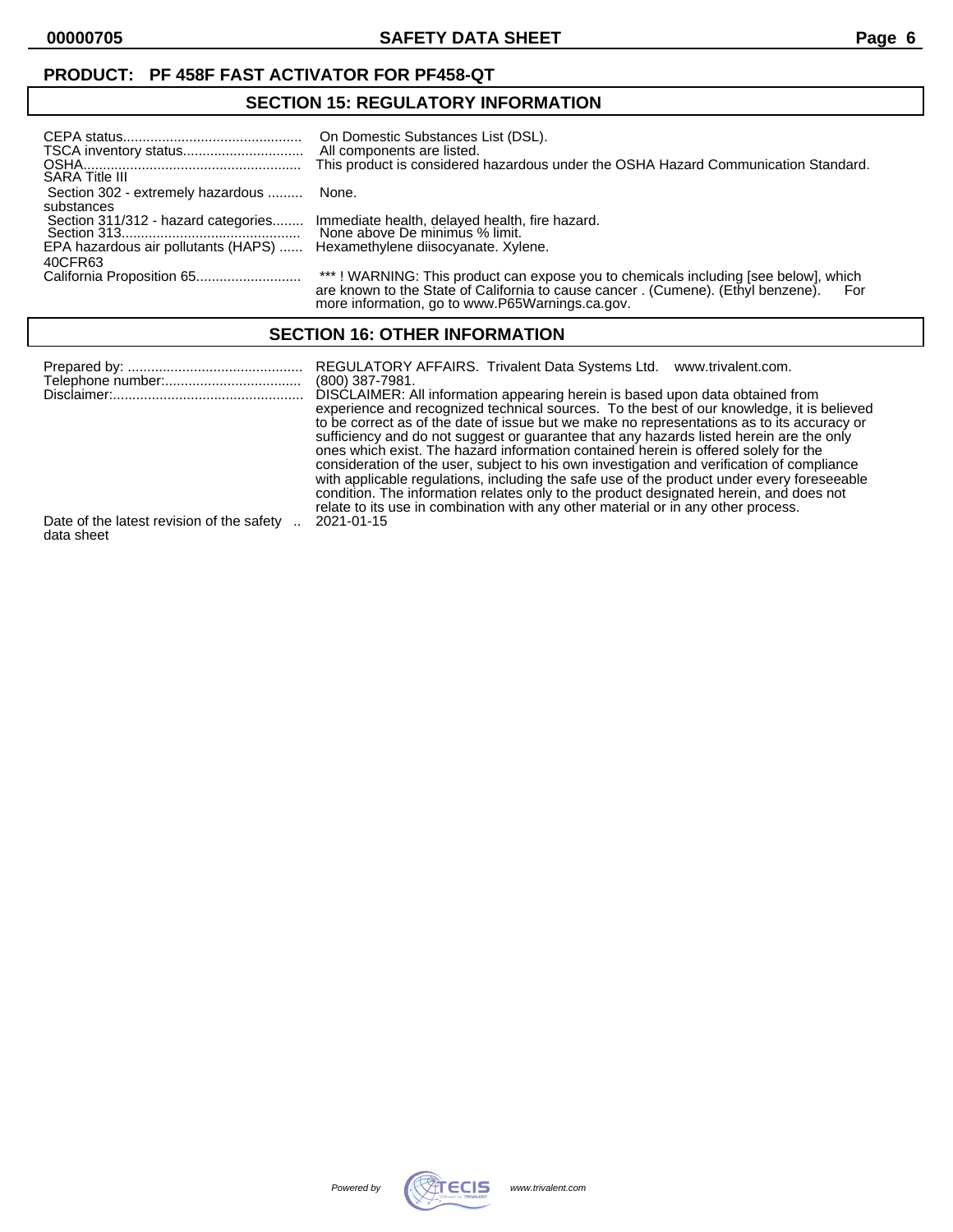**PRODUCT: PF 458F FAST ACTIVATOR FOR PF458-QT**

## SECTION 15: REGULATORY INFORMATION

| | |
|---|---|
| CEPA status | On Domestic Substances List (DSL). |
| TSCA inventory status | All components are listed. |
| OSHA | This product is considered hazardous under the OSHA Hazard Communication Standard. |
| SARA Title III | |
| Section 302 - extremely hazardous substances | None. |
| Section 311/312 - hazard categories | Immediate health, delayed health, fire hazard. |
| Section 313 | None above De minimus % limit. |
| EPA hazardous air pollutants (HAPS) 40CFR63 | Hexamethylene diisocyanate. Xylene. |
| California Proposition 65 | *** ! WARNING: This product can expose you to chemicals including [see below], which are known to the State of California to cause cancer . (Cumene). (Ethyl benzene). For more information, go to www.P65Warnings.ca.gov. |

## SECTION 16: OTHER INFORMATION

| | |
|---|---|
| Prepared by: | REGULATORY AFFAIRS. Trivalent Data Systems Ltd. www.trivalent.com. |
| Telephone number: | (800) 387-7981. |
| Disclaimer: | DISCLAIMER: All information appearing herein is based upon data obtained from experience and recognized technical sources. To the best of our knowledge, it is believed to be correct as of the date of issue but we make no representations as to its accuracy or sufficiency and do not suggest or guarantee that any hazards listed herein are the only ones which exist. The hazard information contained herein is offered solely for the consideration of the user, subject to his own investigation and verification of compliance with applicable regulations, including the safe use of the product under every foreseeable condition. The information relates only to the product designated herein, and does not relate to its use in combination with any other material or in any other process. |
| Date of the latest revision of the safety data sheet | 2021-01-15 |